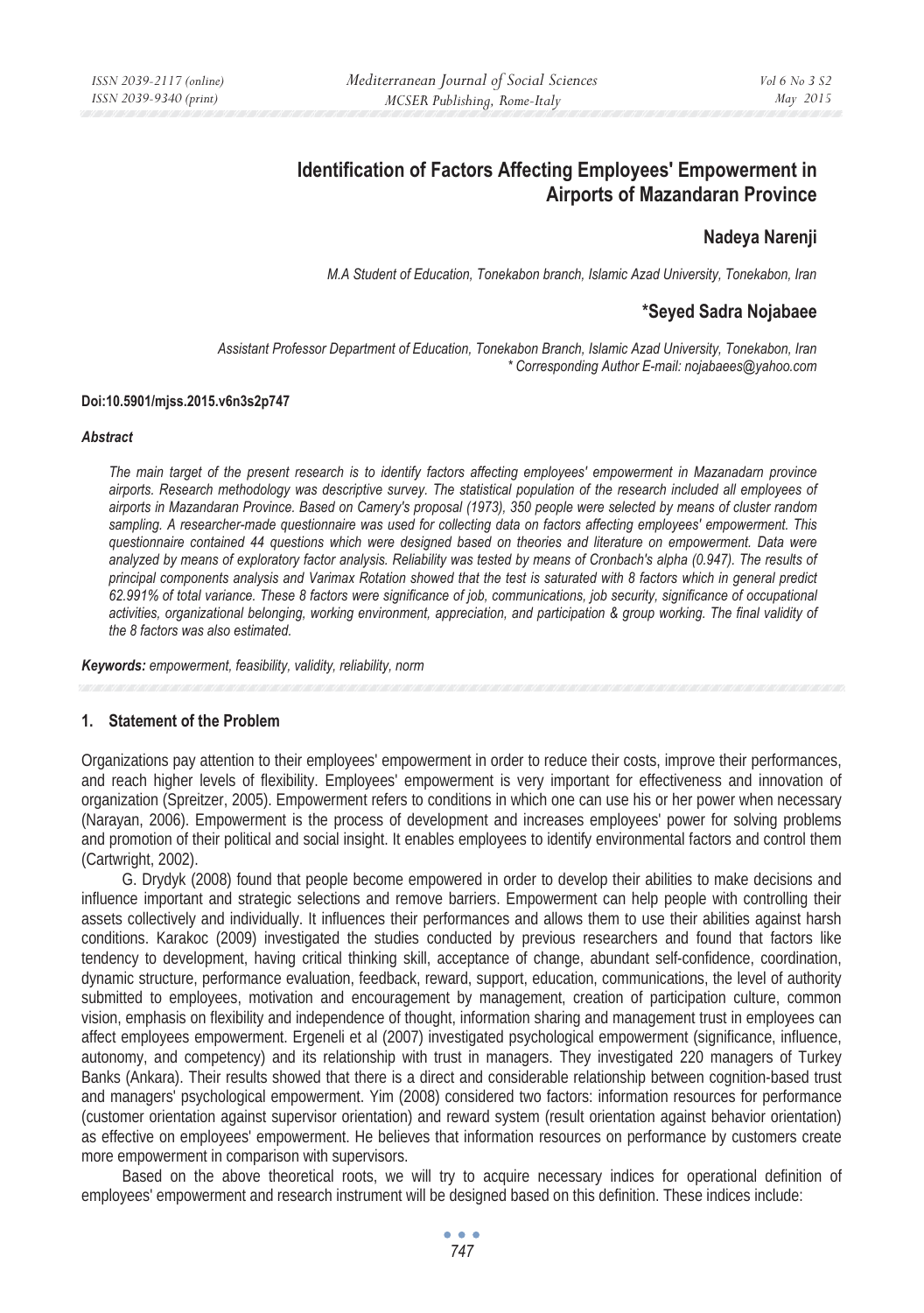# Identification of Factors Affecting Employees' Empowerment in Airports of Mazandaran Province

**Nadeya Narenji**

*M.A Student of Education, Tonekabon branch, Islamic Azad University, Tonekabon, Iran*

**\*Seyed Sadra Nojabaee**

*Assistant Professor Department of Education, Tonekabon Branch, Islamic Azad University, Tonekabon, Iran*
*\* Corresponding Author E-mail: nojabaees@yahoo.com*

**Doi:10.5901/mjss.2015.v6n3s2p747**

***Abstract***

*The main target of the present research is to identify factors affecting employees' empowerment in Mazanadarn province airports. Research methodology was descriptive survey. The statistical population of the research included all employees of airports in Mazandaran Province. Based on Camery's proposal (1973), 350 people were selected by means of cluster random sampling. A researcher-made questionnaire was used for collecting data on factors affecting employees' empowerment. This questionnaire contained 44 questions which were designed based on theories and literature on empowerment. Data were analyzed by means of exploratory factor analysis. Reliability was tested by means of Cronbach's alpha (0.947). The results of principal components analysis and Varimax Rotation showed that the test is saturated with 8 factors which in general predict 62.991% of total variance. These 8 factors were significance of job, communications, job security, significance of occupational activities, organizational belonging, working environment, appreciation, and participation & group working. The final validity of the 8 factors was also estimated.*

***Keywords:*** *empowerment, feasibility, validity, reliability, norm*

## 1. Statement of the Problem

Organizations pay attention to their employees' empowerment in order to reduce their costs, improve their performances, and reach higher levels of flexibility. Employees' empowerment is very important for effectiveness and innovation of organization (Spreitzer, 2005). Empowerment refers to conditions in which one can use his or her power when necessary (Narayan, 2006). Empowerment is the process of development and increases employees' power for solving problems and promotion of their political and social insight. It enables employees to identify environmental factors and control them (Cartwright, 2002).

G. Drydyk (2008) found that people become empowered in order to develop their abilities to make decisions and influence important and strategic selections and remove barriers. Empowerment can help people with controlling their assets collectively and individually. It influences their performances and allows them to use their abilities against harsh conditions. Karakoc (2009) investigated the studies conducted by previous researchers and found that factors like tendency to development, having critical thinking skill, acceptance of change, abundant self-confidence, coordination, dynamic structure, performance evaluation, feedback, reward, support, education, communications, the level of authority submitted to employees, motivation and encouragement by management, creation of participation culture, common vision, emphasis on flexibility and independence of thought, information sharing and management trust in employees can affect employees empowerment. Ergeneli et al (2007) investigated psychological empowerment (significance, influence, autonomy, and competency) and its relationship with trust in managers. They investigated 220 managers of Turkey Banks (Ankara). Their results showed that there is a direct and considerable relationship between cognition-based trust and managers' psychological empowerment. Yim (2008) considered two factors: information resources for performance (customer orientation against supervisor orientation) and reward system (result orientation against behavior orientation) as effective on employees' empowerment. He believes that information resources on performance by customers create more empowerment in comparison with supervisors.

Based on the above theoretical roots, we will try to acquire necessary indices for operational definition of employees' empowerment and research instrument will be designed based on this definition. These indices include: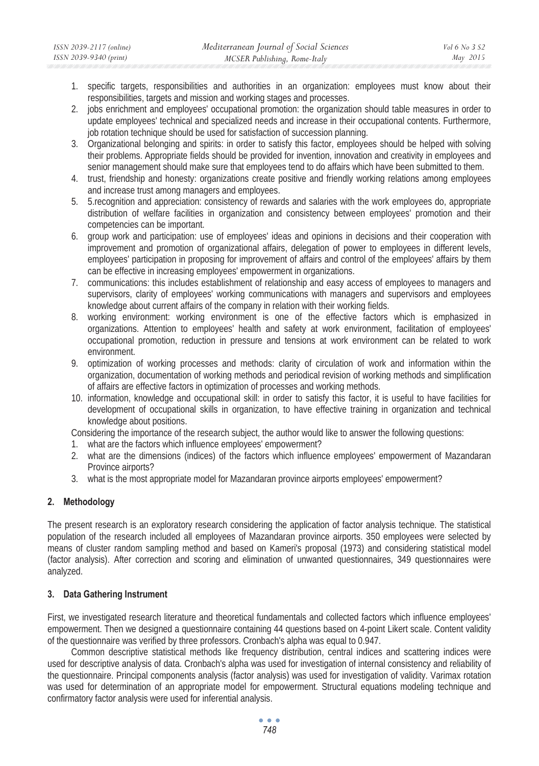1. specific targets, responsibilities and authorities in an organization: employees must know about their responsibilities, targets and mission and working stages and processes.
2. jobs enrichment and employees' occupational promotion: the organization should table measures in order to update employees' technical and specialized needs and increase in their occupational contents. Furthermore, job rotation technique should be used for satisfaction of succession planning.
3. Organizational belonging and spirits: in order to satisfy this factor, employees should be helped with solving their problems. Appropriate fields should be provided for invention, innovation and creativity in employees and senior management should make sure that employees tend to do affairs which have been submitted to them.
4. trust, friendship and honesty: organizations create positive and friendly working relations among employees and increase trust among managers and employees.
5. 5.recognition and appreciation: consistency of rewards and salaries with the work employees do, appropriate distribution of welfare facilities in organization and consistency between employees' promotion and their competencies can be important.
6. group work and participation: use of employees' ideas and opinions in decisions and their cooperation with improvement and promotion of organizational affairs, delegation of power to employees in different levels, employees' participation in proposing for improvement of affairs and control of the employees' affairs by them can be effective in increasing employees' empowerment in organizations.
7. communications: this includes establishment of relationship and easy access of employees to managers and supervisors, clarity of employees' working communications with managers and supervisors and employees knowledge about current affairs of the company in relation with their working fields.
8. working environment: working environment is one of the effective factors which is emphasized in organizations. Attention to employees' health and safety at work environment, facilitation of employees' occupational promotion, reduction in pressure and tensions at work environment can be related to work environment.
9. optimization of working processes and methods: clarity of circulation of work and information within the organization, documentation of working methods and periodical revision of working methods and simplification of affairs are effective factors in optimization of processes and working methods.
10. information, knowledge and occupational skill: in order to satisfy this factor, it is useful to have facilities for development of occupational skills in organization, to have effective training in organization and technical knowledge about positions.

Considering the importance of the research subject, the author would like to answer the following questions:

1. what are the factors which influence employees' empowerment?
2. what are the dimensions (indices) of the factors which influence employees' empowerment of Mazandaran Province airports?
3. what is the most appropriate model for Mazandaran province airports employees' empowerment?

## 2. Methodology

The present research is an exploratory research considering the application of factor analysis technique. The statistical population of the research included all employees of Mazandaran province airports. 350 employees were selected by means of cluster random sampling method and based on Kameri's proposal (1973) and considering statistical model (factor analysis). After correction and scoring and elimination of unwanted questionnaires, 349 questionnaires were analyzed.

## 3. Data Gathering Instrument

First, we investigated research literature and theoretical fundamentals and collected factors which influence employees' empowerment. Then we designed a questionnaire containing 44 questions based on 4-point Likert scale. Content validity of the questionnaire was verified by three professors. Cronbach's alpha was equal to 0.947.

Common descriptive statistical methods like frequency distribution, central indices and scattering indices were used for descriptive analysis of data. Cronbach's alpha was used for investigation of internal consistency and reliability of the questionnaire. Principal components analysis (factor analysis) was used for investigation of validity. Varimax rotation was used for determination of an appropriate model for empowerment. Structural equations modeling technique and confirmatory factor analysis were used for inferential analysis.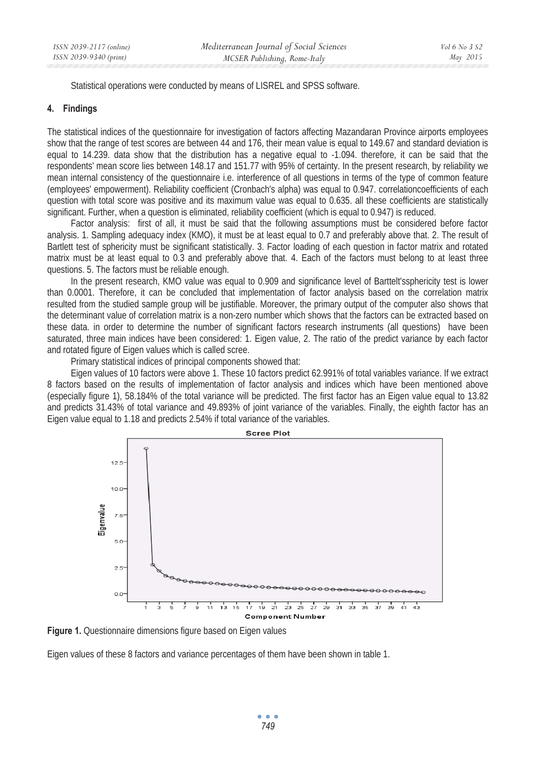Statistical operations were conducted by means of LISREL and SPSS software.

## 4. Findings

The statistical indices of the questionnaire for investigation of factors affecting Mazandaran Province airports employees show that the range of test scores are between 44 and 176, their mean value is equal to 149.67 and standard deviation is equal to 14.239. data show that the distribution has a negative equal to -1.094. therefore, it can be said that the respondents' mean score lies between 148.17 and 151.77 with 95% of certainty. In the present research, by reliability we mean internal consistency of the questionnaire i.e. interference of all questions in terms of the type of common feature (employees' empowerment). Reliability coefficient (Cronbach's alpha) was equal to 0.947. correlationcoefficients of each question with total score was positive and its maximum value was equal to 0.635. all these coefficients are statistically significant. Further, when a question is eliminated, reliability coefficient (which is equal to 0.947) is reduced.

Factor analysis: first of all, it must be said that the following assumptions must be considered before factor analysis. 1. Sampling adequacy index (KMO), it must be at least equal to 0.7 and preferably above that. 2. The result of Bartlett test of sphericity must be significant statistically. 3. Factor loading of each question in factor matrix and rotated matrix must be at least equal to 0.3 and preferably above that. 4. Each of the factors must belong to at least three questions. 5. The factors must be reliable enough.

In the present research, KMO value was equal to 0.909 and significance level of Barttelt'ssphericity test is lower than 0.0001. Therefore, it can be concluded that implementation of factor analysis based on the correlation matrix resulted from the studied sample group will be justifiable. Moreover, the primary output of the computer also shows that the determinant value of correlation matrix is a non-zero number which shows that the factors can be extracted based on these data. in order to determine the number of significant factors research instruments (all questions) have been saturated, three main indices have been considered: 1. Eigen value, 2. The ratio of the predict variance by each factor and rotated figure of Eigen values which is called scree.

Primary statistical indices of principal components showed that:

Eigen values of 10 factors were above 1. These 10 factors predict 62.991% of total variables variance. If we extract 8 factors based on the results of implementation of factor analysis and indices which have been mentioned above (especially figure 1), 58.184% of the total variance will be predicted. The first factor has an Eigen value equal to 13.82 and predicts 31.43% of total variance and 49.893% of joint variance of the variables. Finally, the eighth factor has an Eigen value equal to 1.18 and predicts 2.54% if total variance of the variables.

**Figure 1.** Questionnaire dimensions figure based on Eigen values

Eigen values of these 8 factors and variance percentages of them have been shown in table 1.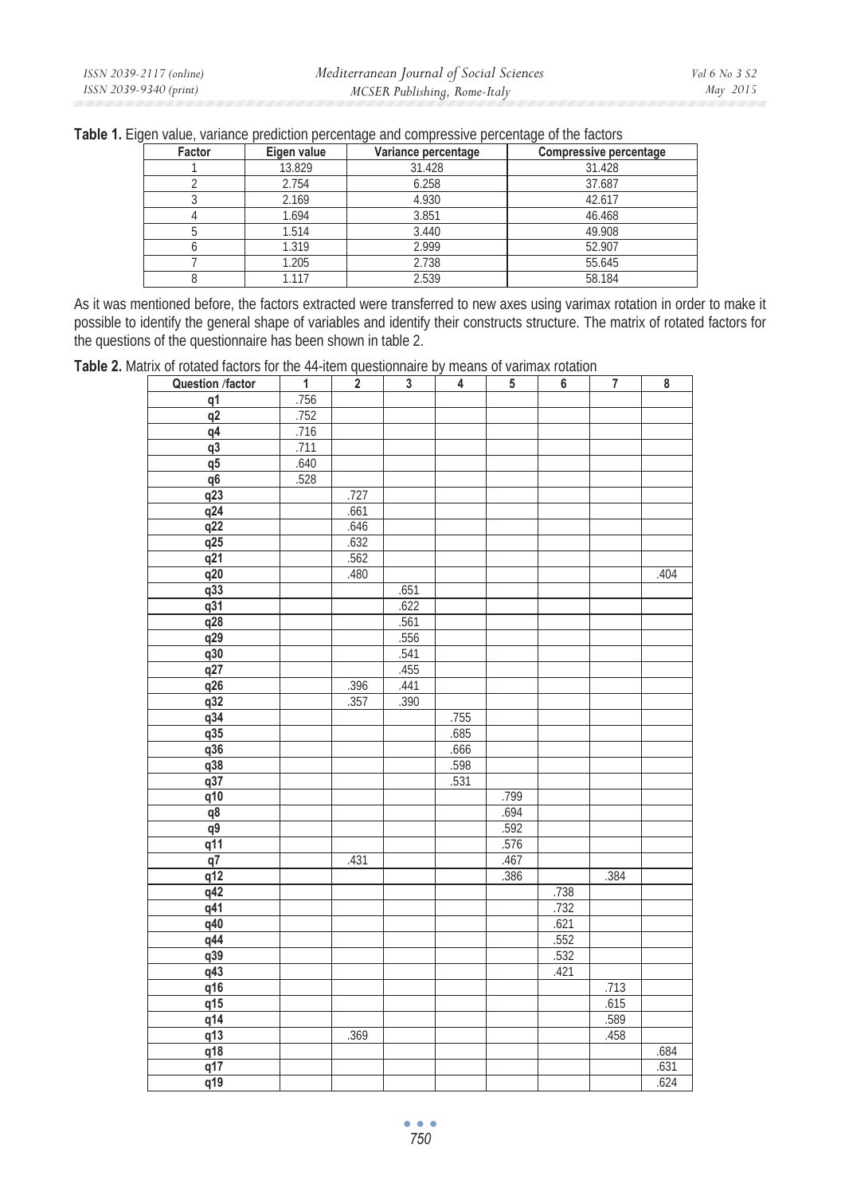**Table 1.** Eigen value, variance prediction percentage and compressive percentage of the factors

| Factor | Eigen value | Variance percentage | Compressive percentage |
|---|---|---|---|
| 1 | 13.829 | 31.428 | 31.428 |
| 2 | 2.754 | 6.258 | 37.687 |
| 3 | 2.169 | 4.930 | 42.617 |
| 4 | 1.694 | 3.851 | 46.468 |
| 5 | 1.514 | 3.440 | 49.908 |
| 6 | 1.319 | 2.999 | 52.907 |
| 7 | 1.205 | 2.738 | 55.645 |
| 8 | 1.117 | 2.539 | 58.184 |

As it was mentioned before, the factors extracted were transferred to new axes using varimax rotation in order to make it possible to identify the general shape of variables and identify their constructs structure. The matrix of rotated factors for the questions of the questionnaire has been shown in table 2.

**Table 2.** Matrix of rotated factors for the 44-item questionnaire by means of varimax rotation

| Question /factor | 1 | 2 | 3 | 4 | 5 | 6 | 7 | 8 |
|---|---|---|---|---|---|---|---|---|
| q1 | .756 | | | | | | | |
| q2 | .752 | | | | | | | |
| q4 | .716 | | | | | | | |
| q3 | .711 | | | | | | | |
| q5 | .640 | | | | | | | |
| q6 | .528 | | | | | | | |
| q23 | | .727 | | | | | | |
| q24 | | .661 | | | | | | |
| q22 | | .646 | | | | | | |
| q25 | | .632 | | | | | | |
| q21 | | .562 | | | | | | |
| q20 | | .480 | | | | | | .404 |
| q33 | | | .651 | | | | | |
| q31 | | | .622 | | | | | |
| q28 | | | .561 | | | | | |
| q29 | | | .556 | | | | | |
| q30 | | | .541 | | | | | |
| q27 | | | .455 | | | | | |
| q26 | | .396 | .441 | | | | | |
| q32 | | .357 | .390 | | | | | |
| q34 | | | | .755 | | | | |
| q35 | | | | .685 | | | | |
| q36 | | | | .666 | | | | |
| q38 | | | | .598 | | | | |
| q37 | | | | .531 | | | | |
| q10 | | | | | .799 | | | |
| q8 | | | | | .694 | | | |
| q9 | | | | | .592 | | | |
| q11 | | | | | .576 | | | |
| q7 | | .431 | | | .467 | | | |
| q12 | | | | | .386 | | .384 | |
| q42 | | | | | | .738 | | |
| q41 | | | | | | .732 | | |
| q40 | | | | | | .621 | | |
| q44 | | | | | | .552 | | |
| q39 | | | | | | .532 | | |
| q43 | | | | | | .421 | | |
| q16 | | | | | | | .713 | |
| q15 | | | | | | | .615 | |
| q14 | | | | | | | .589 | |
| q13 | | .369 | | | | | .458 | |
| q18 | | | | | | | | .684 |
| q17 | | | | | | | | .631 |
| q19 | | | | | | | | .624 |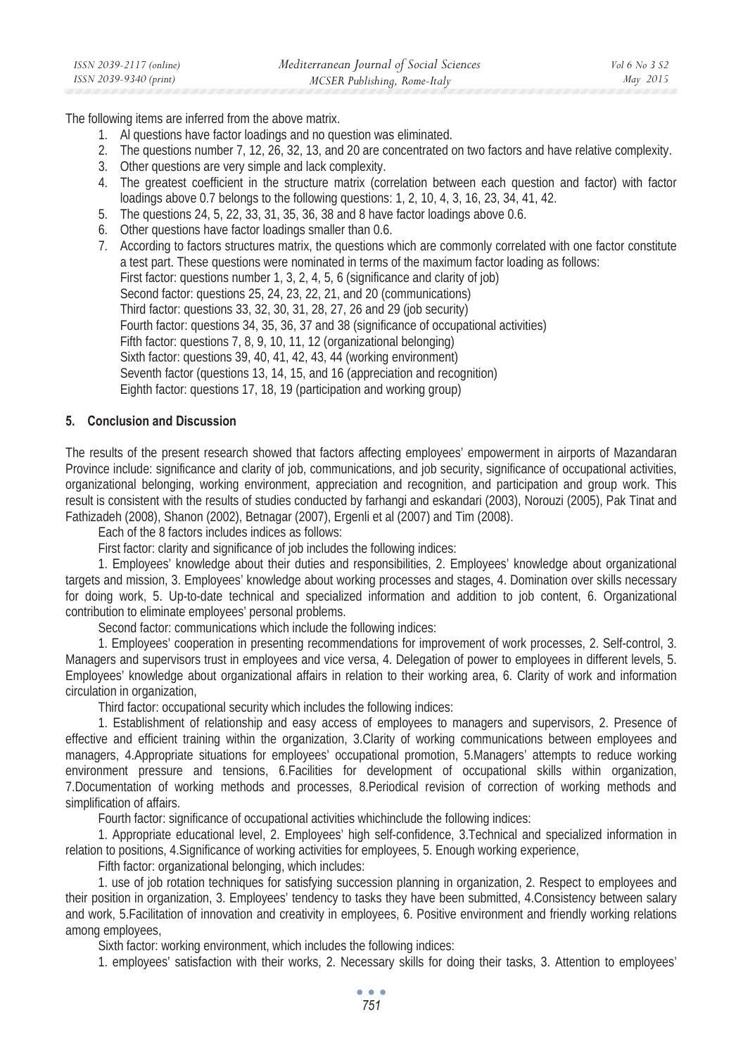The following items are inferred from the above matrix.

1. Al questions have factor loadings and no question was eliminated.
2. The questions number 7, 12, 26, 32, 13, and 20 are concentrated on two factors and have relative complexity.
3. Other questions are very simple and lack complexity.
4. The greatest coefficient in the structure matrix (correlation between each question and factor) with factor loadings above 0.7 belongs to the following questions: 1, 2, 10, 4, 3, 16, 23, 34, 41, 42.
5. The questions 24, 5, 22, 33, 31, 35, 36, 38 and 8 have factor loadings above 0.6.
6. Other questions have factor loadings smaller than 0.6.
7. According to factors structures matrix, the questions which are commonly correlated with one factor constitute a test part. These questions were nominated in terms of the maximum factor loading as follows:
   First factor: questions number 1, 3, 2, 4, 5, 6 (significance and clarity of job)
   Second factor: questions 25, 24, 23, 22, 21, and 20 (communications)
   Third factor: questions 33, 32, 30, 31, 28, 27, 26 and 29 (job security)
   Fourth factor: questions 34, 35, 36, 37 and 38 (significance of occupational activities)
   Fifth factor: questions 7, 8, 9, 10, 11, 12 (organizational belonging)
   Sixth factor: questions 39, 40, 41, 42, 43, 44 (working environment)
   Seventh factor (questions 13, 14, 15, and 16 (appreciation and recognition)
   Eighth factor: questions 17, 18, 19 (participation and working group)

## 5. Conclusion and Discussion

The results of the present research showed that factors affecting employees' empowerment in airports of Mazandaran Province include: significance and clarity of job, communications, and job security, significance of occupational activities, organizational belonging, working environment, appreciation and recognition, and participation and group work. This result is consistent with the results of studies conducted by farhangi and eskandari (2003), Norouzi (2005), Pak Tinat and Fathizadeh (2008), Shanon (2002), Betnagar (2007), Ergenli et al (2007) and Tim (2008).

Each of the 8 factors includes indices as follows:

First factor: clarity and significance of job includes the following indices:

1. Employees' knowledge about their duties and responsibilities, 2. Employees' knowledge about organizational targets and mission, 3. Employees' knowledge about working processes and stages, 4. Domination over skills necessary for doing work, 5. Up-to-date technical and specialized information and addition to job content, 6. Organizational contribution to eliminate employees' personal problems.

Second factor: communications which include the following indices:

1. Employees' cooperation in presenting recommendations for improvement of work processes, 2. Self-control, 3. Managers and supervisors trust in employees and vice versa, 4. Delegation of power to employees in different levels, 5. Employees' knowledge about organizational affairs in relation to their working area, 6. Clarity of work and information circulation in organization,

Third factor: occupational security which includes the following indices:

1. Establishment of relationship and easy access of employees to managers and supervisors, 2. Presence of effective and efficient training within the organization, 3.Clarity of working communications between employees and managers, 4.Appropriate situations for employees' occupational promotion, 5.Managers' attempts to reduce working environment pressure and tensions, 6.Facilities for development of occupational skills within organization, 7.Documentation of working methods and processes, 8.Periodical revision of correction of working methods and simplification of affairs.

Fourth factor: significance of occupational activities whichinclude the following indices:

1. Appropriate educational level, 2. Employees' high self-confidence, 3.Technical and specialized information in relation to positions, 4.Significance of working activities for employees, 5. Enough working experience,

Fifth factor: organizational belonging, which includes:

1. use of job rotation techniques for satisfying succession planning in organization, 2. Respect to employees and their position in organization, 3. Employees' tendency to tasks they have been submitted, 4.Consistency between salary and work, 5.Facilitation of innovation and creativity in employees, 6. Positive environment and friendly working relations among employees,

Sixth factor: working environment, which includes the following indices:

1. employees' satisfaction with their works, 2. Necessary skills for doing their tasks, 3. Attention to employees'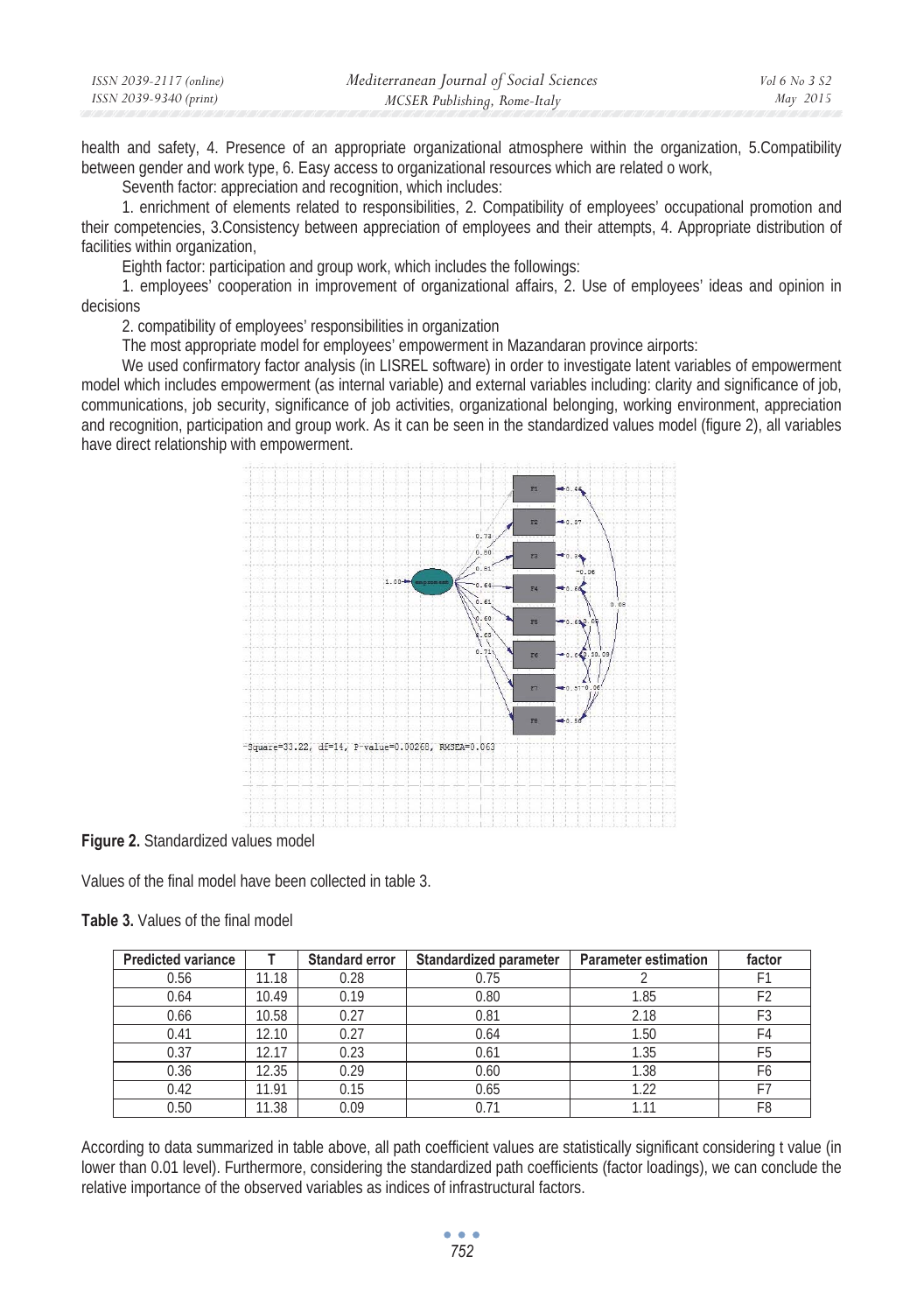health and safety, 4. Presence of an appropriate organizational atmosphere within the organization, 5.Compatibility between gender and work type, 6. Easy access to organizational resources which are related o work,

Seventh factor: appreciation and recognition, which includes:

1. enrichment of elements related to responsibilities, 2. Compatibility of employees' occupational promotion and their competencies, 3.Consistency between appreciation of employees and their attempts, 4. Appropriate distribution of facilities within organization,

Eighth factor: participation and group work, which includes the followings:

1. employees' cooperation in improvement of organizational affairs, 2. Use of employees' ideas and opinion in decisions

2. compatibility of employees' responsibilities in organization

The most appropriate model for employees' empowerment in Mazandaran province airports:

We used confirmatory factor analysis (in LISREL software) in order to investigate latent variables of empowerment model which includes empowerment (as internal variable) and external variables including: clarity and significance of job, communications, job security, significance of job activities, organizational belonging, working environment, appreciation and recognition, participation and group work. As it can be seen in the standardized values model (figure 2), all variables have direct relationship with empowerment.

Chi-Square=33.22, df=14, P-value=0.00268, RMSEA=0.063

**Figure 2.** Standardized values model

Values of the final model have been collected in table 3.

**Table 3.** Values of the final model

| Predicted variance | T | Standard error | Standardized parameter | Parameter estimation | factor |
|---|---|---|---|---|---|
| 0.56 | 11.18 | 0.28 | 0.75 | 2 | F1 |
| 0.64 | 10.49 | 0.19 | 0.80 | 1.85 | F2 |
| 0.66 | 10.58 | 0.27 | 0.81 | 2.18 | F3 |
| 0.41 | 12.10 | 0.27 | 0.64 | 1.50 | F4 |
| 0.37 | 12.17 | 0.23 | 0.61 | 1.35 | F5 |
| 0.36 | 12.35 | 0.29 | 0.60 | 1.38 | F6 |
| 0.42 | 11.91 | 0.15 | 0.65 | 1.22 | F7 |
| 0.50 | 11.38 | 0.09 | 0.71 | 1.11 | F8 |

According to data summarized in table above, all path coefficient values are statistically significant considering t value (in lower than 0.01 level). Furthermore, considering the standardized path coefficients (factor loadings), we can conclude the relative importance of the observed variables as indices of infrastructural factors.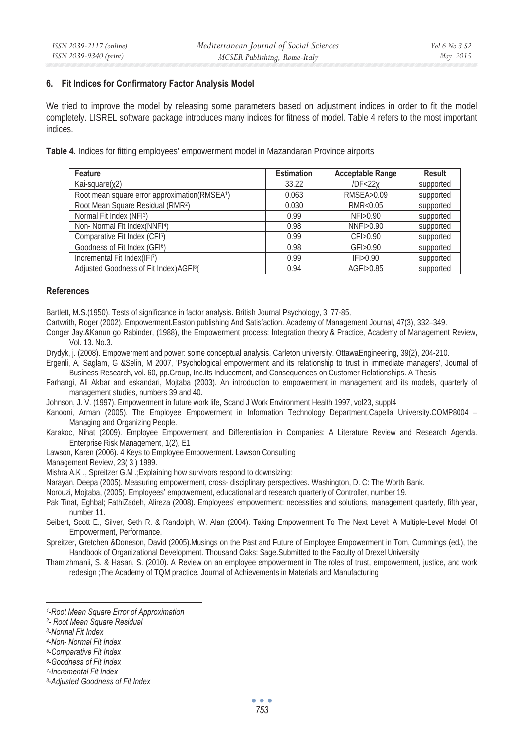## 6. Fit Indices for Confirmatory Factor Analysis Model

We tried to improve the model by releasing some parameters based on adjustment indices in order to fit the model completely. LISREL software package introduces many indices for fitness of model. Table 4 refers to the most important indices.

**Table 4.** Indices for fitting employees' empowerment model in Mazandaran Province airports

| Feature | Estimation | Acceptable Range | Result |
|---|---|---|---|
| Kai-square(χ2) | 33.22 | /DF<22χ | supported |
| Root mean square error approximation(RMSEA[1]) | 0.063 | RMSEA>0.09 | supported |
| Root Mean Square Residual (RMR[2]) | 0.030 | RMR<0.05 | supported |
| Normal Fit Index (NFI[3]) | 0.99 | NFI>0.90 | supported |
| Non- Normal Fit Index(NNFI[4]) | 0.98 | NNFI>0.90 | supported |
| Comparative Fit Index (CFI[5]) | 0.99 | CFI>0.90 | supported |
| Goodness of Fit Index (GFI[6]) | 0.98 | GFI>0.90 | supported |
| Incremental Fit Index(IFI[7]) | 0.99 | IFI>0.90 | supported |
| Adjusted Goodness of Fit Index)AGFI[8]( | 0.94 | AGFI>0.85 | supported |

## References

Bartlett, M.S.(1950). Tests of significance in factor analysis. British Journal Psychology, 3, 77-85.

Cartwrith, Roger (2002). Empowerment.Easton publishing And Satisfaction. Academy of Management Journal, 47(3), 332–349.

Conger Jay.&Kanun go Rabinder, (1988), the Empowerment process: Integration theory & Practice, Academy of Management Review, Vol. 13. No.3.

Drydyk, j. (2008). Empowerment and power: some conceptual analysis. Carleton university. OttawaEngineering, 39(2), 204-210.

Ergenli, A, Saglam, G &Selin, M 2007, 'Psychological empowerment and its relationship to trust in immediate managers', Journal of Business Research, vol. 60, pp.Group, Inc.Its Inducement, and Consequences on Customer Relationships. A Thesis

Farhangi, Ali Akbar and eskandari, Mojtaba (2003). An introduction to empowerment in management and its models, quarterly of management studies, numbers 39 and 40.

Johnson, J. V. (1997). Empowerment in future work life, Scand J Work Environment Health 1997, vol23, suppl4

Kanooni, Arman (2005). The Employee Empowerment in Information Technology Department.Capella University.COMP8004 – Managing and Organizing People.

Karakoc, Nihat (2009). Employee Empowerment and Differentiation in Companies: A Literature Review and Research Agenda. Enterprise Risk Management, 1(2), E1

Lawson, Karen (2006). 4 Keys to Employee Empowerment. Lawson Consulting

Management Review, 23( 3 ) 1999.

Mishra A.K ., Spreitzer G.M .;Explaining how survivors respond to downsizing:

Narayan, Deepa (2005). Measuring empowerment, cross- disciplinary perspectives. Washington, D. C: The Worth Bank.

Norouzi, Mojtaba, (2005). Employees' empowerment, educational and research quarterly of Controller, number 19.

Pak Tinat, Eghbal; FathiZadeh, Alireza (2008). Employees' empowerment: necessities and solutions, management quarterly, fifth year, number 11.

Seibert, Scott E., Silver, Seth R. & Randolph, W. Alan (2004). Taking Empowerment To The Next Level: A Multiple-Level Model Of Empowerment, Performance,

Spreitzer, Gretchen &Doneson, David (2005).Musings on the Past and Future of Employee Empowerment in Tom, Cummings (ed.), the Handbook of Organizational Development. Thousand Oaks: Sage.Submitted to the Faculty of Drexel University

Thamizhmanii, S. & Hasan, S. (2010). A Review on an employee empowerment in The roles of trust, empowerment, justice, and work redesign ;The Academy of TQM practice. Journal of Achievements in Materials and Manufacturing

---

*[1]-Root Mean Square Error of Approximation*

*[2]- Root Mean Square Residual*

*[3]-Normal Fit Index*

*[4]-Non- Normal Fit Index*

*[5]-Comparative Fit Index*

*[6]-Goodness of Fit Index*

*[7]-Incremental Fit Index*

*[8]-Adjusted Goodness of Fit Index*